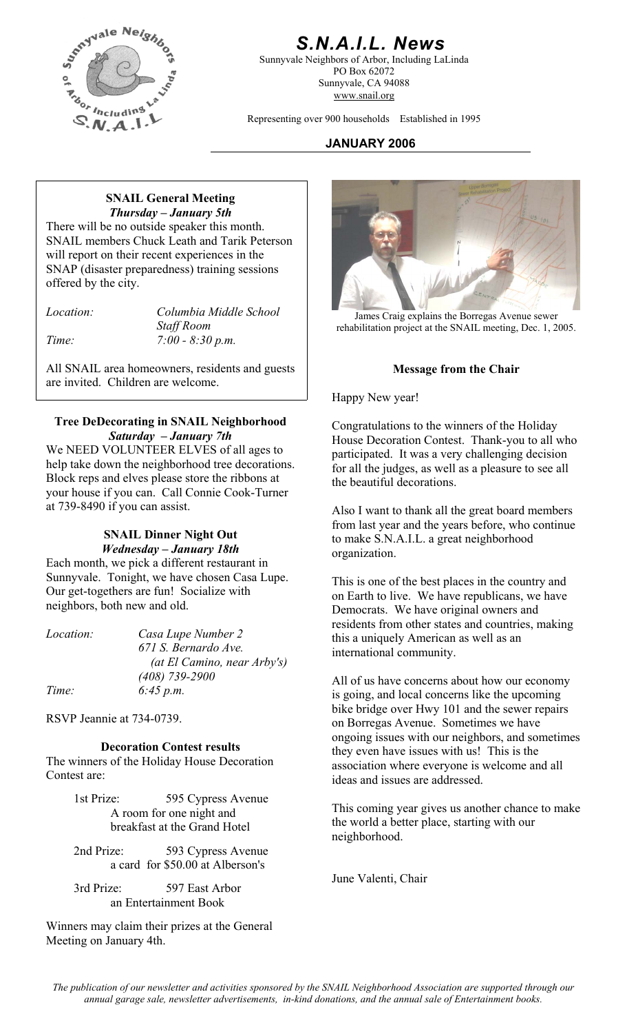# S.N.A.I.L. News

Sunnyvale Neighbors of Arbor, Including LaLinda
PO Box 62072
Sunnyvale, CA 94088
www.snail.org

Representing over 900 households Established in 1995

**JANUARY 2006**

### SNAIL General Meeting

***Thursday – January 5th***

There will be no outside speaker this month. SNAIL members Chuck Leath and Tarik Peterson will report on their recent experiences in the SNAP (disaster preparedness) training sessions offered by the city.

*Location:* *Columbia Middle School Staff Room*
*Time:* *7:00 - 8:30 p.m.*

All SNAIL area homeowners, residents and guests are invited. Children are welcome.

### Tree DeDecorating in SNAIL Neighborhood

***Saturday – January 7th***

We NEED VOLUNTEER ELVES of all ages to help take down the neighborhood tree decorations. Block reps and elves please store the ribbons at your house if you can. Call Connie Cook-Turner at 739-8490 if you can assist.

### SNAIL Dinner Night Out

***Wednesday – January 18th***

Each month, we pick a different restaurant in Sunnyvale. Tonight, we have chosen Casa Lupe. Our get-togethers are fun! Socialize with neighbors, both new and old.

*Location:* *Casa Lupe Number 2*
*671 S. Bernardo Ave.*
*(at El Camino, near Arby's)*
*(408) 739-2900*
*Time:* *6:45 p.m.*

RSVP Jeannie at 734-0739.

### Decoration Contest results

The winners of the Holiday House Decoration Contest are:

1st Prize: 595 Cypress Avenue
A room for one night and breakfast at the Grand Hotel

2nd Prize: 593 Cypress Avenue
a card for $50.00 at Alberson's

3rd Prize: 597 East Arbor
an Entertainment Book

Winners may claim their prizes at the General Meeting on January 4th.

James Craig explains the Borregas Avenue sewer rehabilitation project at the SNAIL meeting, Dec. 1, 2005.

### Message from the Chair

Happy New year!

Congratulations to the winners of the Holiday House Decoration Contest. Thank-you to all who participated. It was a very challenging decision for all the judges, as well as a pleasure to see all the beautiful decorations.

Also I want to thank all the great board members from last year and the years before, who continue to make S.N.A.I.L. a great neighborhood organization.

This is one of the best places in the country and on Earth to live. We have republicans, we have Democrats. We have original owners and residents from other states and countries, making this a uniquely American as well as an international community.

All of us have concerns about how our economy is going, and local concerns like the upcoming bike bridge over Hwy 101 and the sewer repairs on Borregas Avenue. Sometimes we have ongoing issues with our neighbors, and sometimes they even have issues with us! This is the association where everyone is welcome and all ideas and issues are addressed.

This coming year gives us another chance to make the world a better place, starting with our neighborhood.

June Valenti, Chair

*The publication of our newsletter and activities sponsored by the SNAIL Neighborhood Association are supported through our annual garage sale, newsletter advertisements, in-kind donations, and the annual sale of Entertainment books.*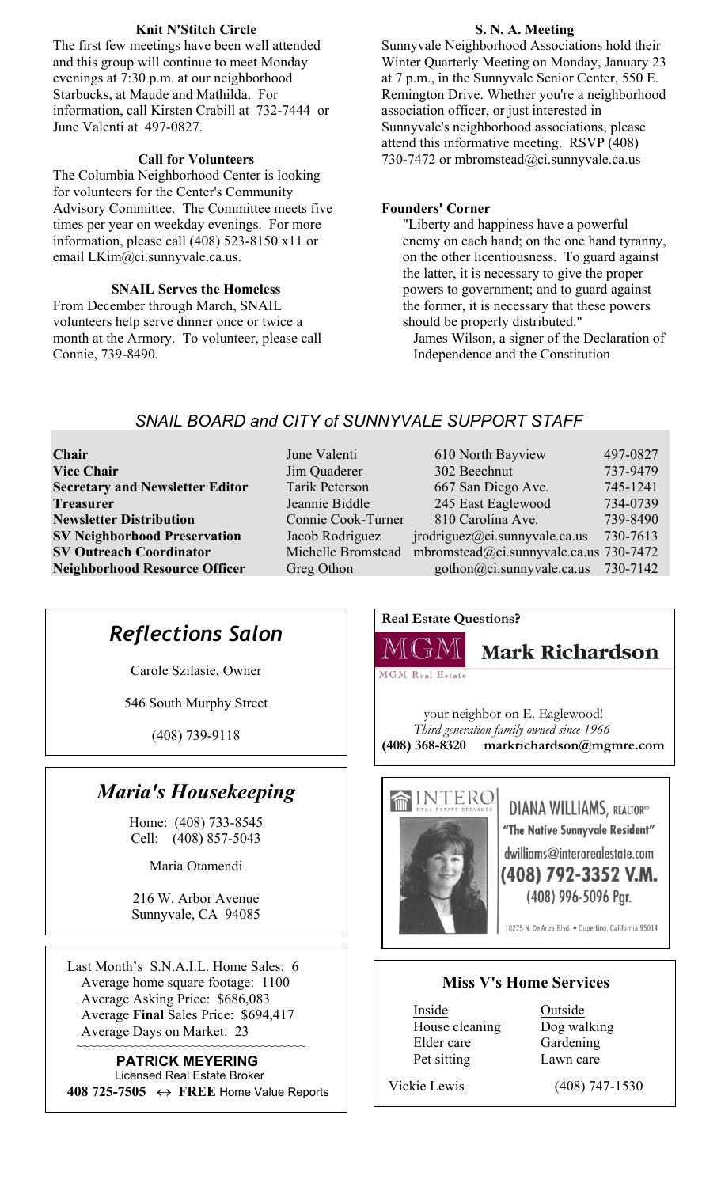### Knit N'Stitch Circle

The first few meetings have been well attended and this group will continue to meet Monday evenings at 7:30 p.m. at our neighborhood Starbucks, at Maude and Mathilda. For information, call Kirsten Crabill at 732-7444 or June Valenti at 497-0827.

### Call for Volunteers

The Columbia Neighborhood Center is looking for volunteers for the Center's Community Advisory Committee. The Committee meets five times per year on weekday evenings. For more information, please call (408) 523-8150 x11 or email LKim@ci.sunnyvale.ca.us.

### SNAIL Serves the Homeless

From December through March, SNAIL volunteers help serve dinner once or twice a month at the Armory. To volunteer, please call Connie, 739-8490.

### S. N. A. Meeting

Sunnyvale Neighborhood Associations hold their Winter Quarterly Meeting on Monday, January 23 at 7 p.m., in the Sunnyvale Senior Center, 550 E. Remington Drive. Whether you're a neighborhood association officer, or just interested in Sunnyvale's neighborhood associations, please attend this informative meeting. RSVP (408) 730-7472 or mbromstead@ci.sunnyvale.ca.us

### Founders' Corner

"Liberty and happiness have a powerful enemy on each hand; on the one hand tyranny, on the other licentiousness. To guard against the latter, it is necessary to give the proper powers to government; and to guard against the former, it is necessary that these powers should be properly distributed."

James Wilson, a signer of the Declaration of Independence and the Constitution

## *SNAIL BOARD and CITY of SUNNYVALE SUPPORT STAFF*

| | | | |
|---|---|---|---|
| **Chair** | June Valenti | 610 North Bayview | 497-0827 |
| **Vice Chair** | Jim Quaderer | 302 Beechnut | 737-9479 |
| **Secretary and Newsletter Editor** | Tarik Peterson | 667 San Diego Ave. | 745-1241 |
| **Treasurer** | Jeannie Biddle | 245 East Eaglewood | 734-0739 |
| **Newsletter Distribution** | Connie Cook-Turner | 810 Carolina Ave. | 739-8490 |
| **SV Neighborhood Preservation** | Jacob Rodriguez | jrodriguez@ci.sunnyvale.ca.us | 730-7613 |
| **SV Outreach Coordinator** | Michelle Bromstead | mbromstead@ci.sunnyvale.ca.us | 730-7472 |
| **Neighborhood Resource Officer** | Greg Othon | gothon@ci.sunnyvale.ca.us | 730-7142 |

## *Reflections Salon*

Carole Szilasie, Owner

546 South Murphy Street

(408) 739-9118

## *Maria's Housekeeping*

Home: (408) 733-8545
Cell: (408) 857-5043

Maria Otamendi

216 W. Arbor Avenue
Sunnyvale, CA 94085

Last Month's S.N.A.I.L. Home Sales: 6
Average home square footage: 1100
Average Asking Price: $686,083
Average **Final** Sales Price: $694,417
Average Days on Market: 23

**PATRICK MEYERING**
Licensed Real Estate Broker
**408 725-7505** ↔ **FREE** Home Value Reports

**Real Estate Questions?**

MGM **Mark Richardson**
MGM Real Estate

your neighbor on E. Eaglewood!
*Third generation family owned since 1966*
**(408) 368-8320 markrichardson@mgmre.com**

INTERO REAL ESTATE SERVICES

DIANA WILLIAMS, REALTOR®
"The Native Sunnyvale Resident"
dwilliams@interorealestate.com
**(408) 792-3352 V.M.**
(408) 996-5096 Pgr.

10275 N. De Anza Blvd. • Cupertino, California 95014

### Miss V's Home Services

| Inside | Outside |
|---|---|
| House cleaning | Dog walking |
| Elder care | Gardening |
| Pet sitting | Lawn care |

Vickie Lewis (408) 747-1530